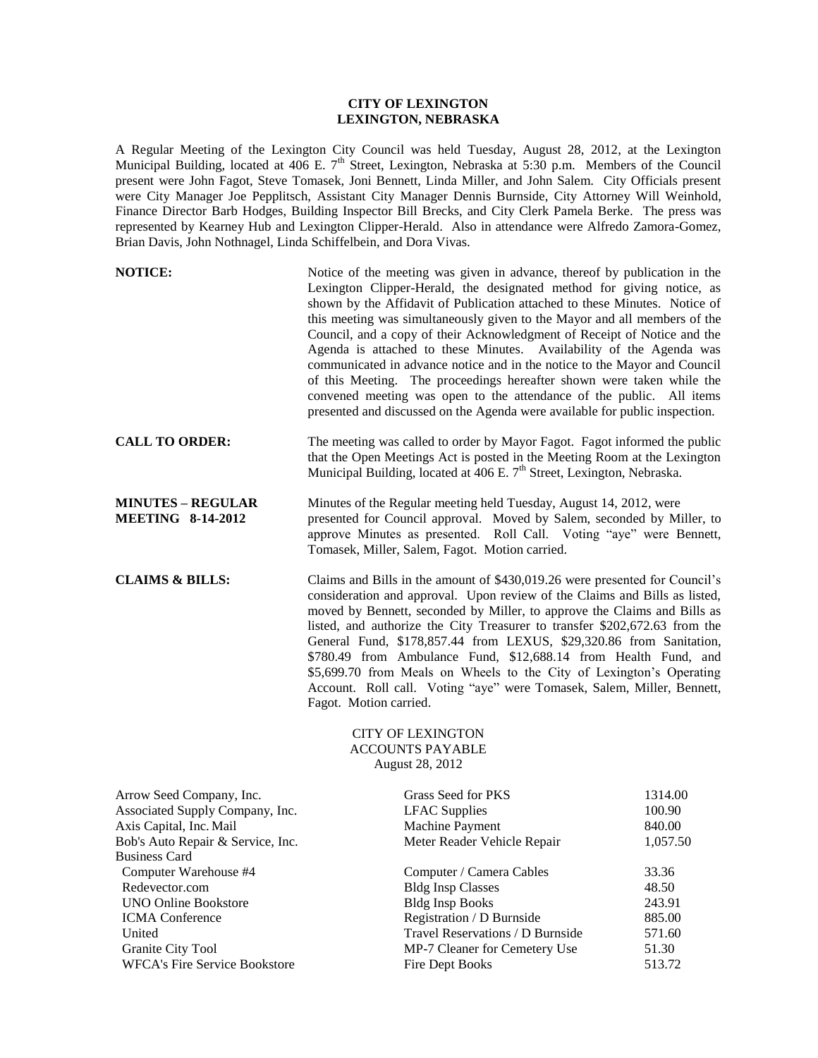**CITY OF LEXINGTON**
**LEXINGTON, NEBRASKA**

A Regular Meeting of the Lexington City Council was held Tuesday, August 28, 2012, at the Lexington Municipal Building, located at 406 E. 7th Street, Lexington, Nebraska at 5:30 p.m. Members of the Council present were John Fagot, Steve Tomasek, Joni Bennett, Linda Miller, and John Salem. City Officials present were City Manager Joe Pepplitsch, Assistant City Manager Dennis Burnside, City Attorney Will Weinhold, Finance Director Barb Hodges, Building Inspector Bill Brecks, and City Clerk Pamela Berke. The press was represented by Kearney Hub and Lexington Clipper-Herald. Also in attendance were Alfredo Zamora-Gomez, Brian Davis, John Nothnagel, Linda Schiffelbein, and Dora Vivas.

**NOTICE:** Notice of the meeting was given in advance, thereof by publication in the Lexington Clipper-Herald, the designated method for giving notice, as shown by the Affidavit of Publication attached to these Minutes. Notice of this meeting was simultaneously given to the Mayor and all members of the Council, and a copy of their Acknowledgment of Receipt of Notice and the Agenda is attached to these Minutes. Availability of the Agenda was communicated in advance notice and in the notice to the Mayor and Council of this Meeting. The proceedings hereafter shown were taken while the convened meeting was open to the attendance of the public. All items presented and discussed on the Agenda were available for public inspection.

**CALL TO ORDER:** The meeting was called to order by Mayor Fagot. Fagot informed the public that the Open Meetings Act is posted in the Meeting Room at the Lexington Municipal Building, located at 406 E. 7th Street, Lexington, Nebraska.

**MINUTES – REGULAR MEETING 8-14-2012** Minutes of the Regular meeting held Tuesday, August 14, 2012, were presented for Council approval. Moved by Salem, seconded by Miller, to approve Minutes as presented. Roll Call. Voting "aye" were Bennett, Tomasek, Miller, Salem, Fagot. Motion carried.

**CLAIMS & BILLS:** Claims and Bills in the amount of $430,019.26 were presented for Council's consideration and approval. Upon review of the Claims and Bills as listed, moved by Bennett, seconded by Miller, to approve the Claims and Bills as listed, and authorize the City Treasurer to transfer $202,672.63 from the General Fund, $178,857.44 from LEXUS, $29,320.86 from Sanitation, $780.49 from Ambulance Fund, $12,688.14 from Health Fund, and $5,699.70 from Meals on Wheels to the City of Lexington's Operating Account. Roll call. Voting "aye" were Tomasek, Salem, Miller, Bennett, Fagot. Motion carried.

CITY OF LEXINGTON
ACCOUNTS PAYABLE
August 28, 2012

| | | |
|---|---|---|
| Arrow Seed Company, Inc. | Grass Seed for PKS | 1314.00 |
| Associated Supply Company, Inc. | LFAC Supplies | 100.90 |
| Axis Capital, Inc. Mail | Machine Payment | 840.00 |
| Bob's Auto Repair & Service, Inc. | Meter Reader Vehicle Repair | 1,057.50 |
| Business Card | | |
| Computer Warehouse #4 | Computer / Camera Cables | 33.36 |
| Redevector.com | Bldg Insp Classes | 48.50 |
| UNO Online Bookstore | Bldg Insp Books | 243.91 |
| ICMA Conference | Registration / D Burnside | 885.00 |
| United | Travel Reservations / D Burnside | 571.60 |
| Granite City Tool | MP-7 Cleaner for Cemetery Use | 51.30 |
| WFCA's Fire Service Bookstore | Fire Dept Books | 513.72 |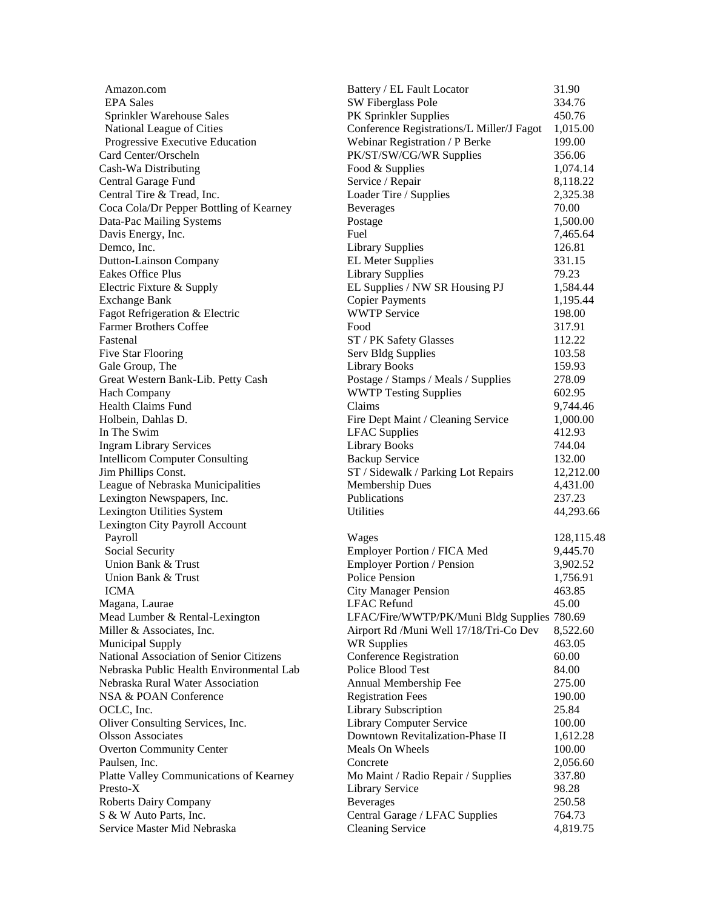| | | |
|---|---|---|
| Amazon.com | Battery / EL Fault Locator | 31.90 |
| EPA Sales | SW Fiberglass Pole | 334.76 |
| Sprinkler Warehouse Sales | PK Sprinkler Supplies | 450.76 |
| National League of Cities | Conference Registrations/L Miller/J Fagot | 1,015.00 |
| Progressive Executive Education | Webinar Registration / P Berke | 199.00 |
| Card Center/Orscheln | PK/ST/SW/CG/WR Supplies | 356.06 |
| Cash-Wa Distributing | Food & Supplies | 1,074.14 |
| Central Garage Fund | Service / Repair | 8,118.22 |
| Central Tire & Tread, Inc. | Loader Tire / Supplies | 2,325.38 |
| Coca Cola/Dr Pepper Bottling of Kearney | Beverages | 70.00 |
| Data-Pac Mailing Systems | Postage | 1,500.00 |
| Davis Energy, Inc. | Fuel | 7,465.64 |
| Demco, Inc. | Library Supplies | 126.81 |
| Dutton-Lainson Company | EL Meter Supplies | 331.15 |
| Eakes Office Plus | Library Supplies | 79.23 |
| Electric Fixture & Supply | EL Supplies / NW SR Housing PJ | 1,584.44 |
| Exchange Bank | Copier Payments | 1,195.44 |
| Fagot Refrigeration & Electric | WWTP Service | 198.00 |
| Farmer Brothers Coffee | Food | 317.91 |
| Fastenal | ST / PK Safety Glasses | 112.22 |
| Five Star Flooring | Serv Bldg Supplies | 103.58 |
| Gale Group, The | Library Books | 159.93 |
| Great Western Bank-Lib. Petty Cash | Postage / Stamps / Meals / Supplies | 278.09 |
| Hach Company | WWTP Testing Supplies | 602.95 |
| Health Claims Fund | Claims | 9,744.46 |
| Holbein, Dahlas D. | Fire Dept Maint / Cleaning Service | 1,000.00 |
| In The Swim | LFAC Supplies | 412.93 |
| Ingram Library Services | Library Books | 744.04 |
| Intellicom Computer Consulting | Backup Service | 132.00 |
| Jim Phillips Const. | ST / Sidewalk / Parking Lot Repairs | 12,212.00 |
| League of Nebraska Municipalities | Membership Dues | 4,431.00 |
| Lexington Newspapers, Inc. | Publications | 237.23 |
| Lexington Utilities System | Utilities | 44,293.66 |
| Lexington City Payroll Account | | |
| Payroll | Wages | 128,115.48 |
| Social Security | Employer Portion / FICA Med | 9,445.70 |
| Union Bank & Trust | Employer Portion / Pension | 3,902.52 |
| Union Bank & Trust | Police Pension | 1,756.91 |
| ICMA | City Manager Pension | 463.85 |
| Magana, Laurae | LFAC Refund | 45.00 |
| Mead Lumber & Rental-Lexington | LFAC/Fire/WWTP/PK/Muni Bldg Supplies | 780.69 |
| Miller & Associates, Inc. | Airport Rd /Muni Well 17/18/Tri-Co Dev | 8,522.60 |
| Municipal Supply | WR Supplies | 463.05 |
| National Association of Senior Citizens | Conference Registration | 60.00 |
| Nebraska Public Health Environmental Lab | Police Blood Test | 84.00 |
| Nebraska Rural Water Association | Annual Membership Fee | 275.00 |
| NSA & POAN Conference | Registration Fees | 190.00 |
| OCLC, Inc. | Library Subscription | 25.84 |
| Oliver Consulting Services, Inc. | Library Computer Service | 100.00 |
| Olsson Associates | Downtown Revitalization-Phase II | 1,612.28 |
| Overton Community Center | Meals On Wheels | 100.00 |
| Paulsen, Inc. | Concrete | 2,056.60 |
| Platte Valley Communications of Kearney | Mo Maint / Radio Repair / Supplies | 337.80 |
| Presto-X | Library Service | 98.28 |
| Roberts Dairy Company | Beverages | 250.58 |
| S & W Auto Parts, Inc. | Central Garage / LFAC Supplies | 764.73 |
| Service Master Mid Nebraska | Cleaning Service | 4,819.75 |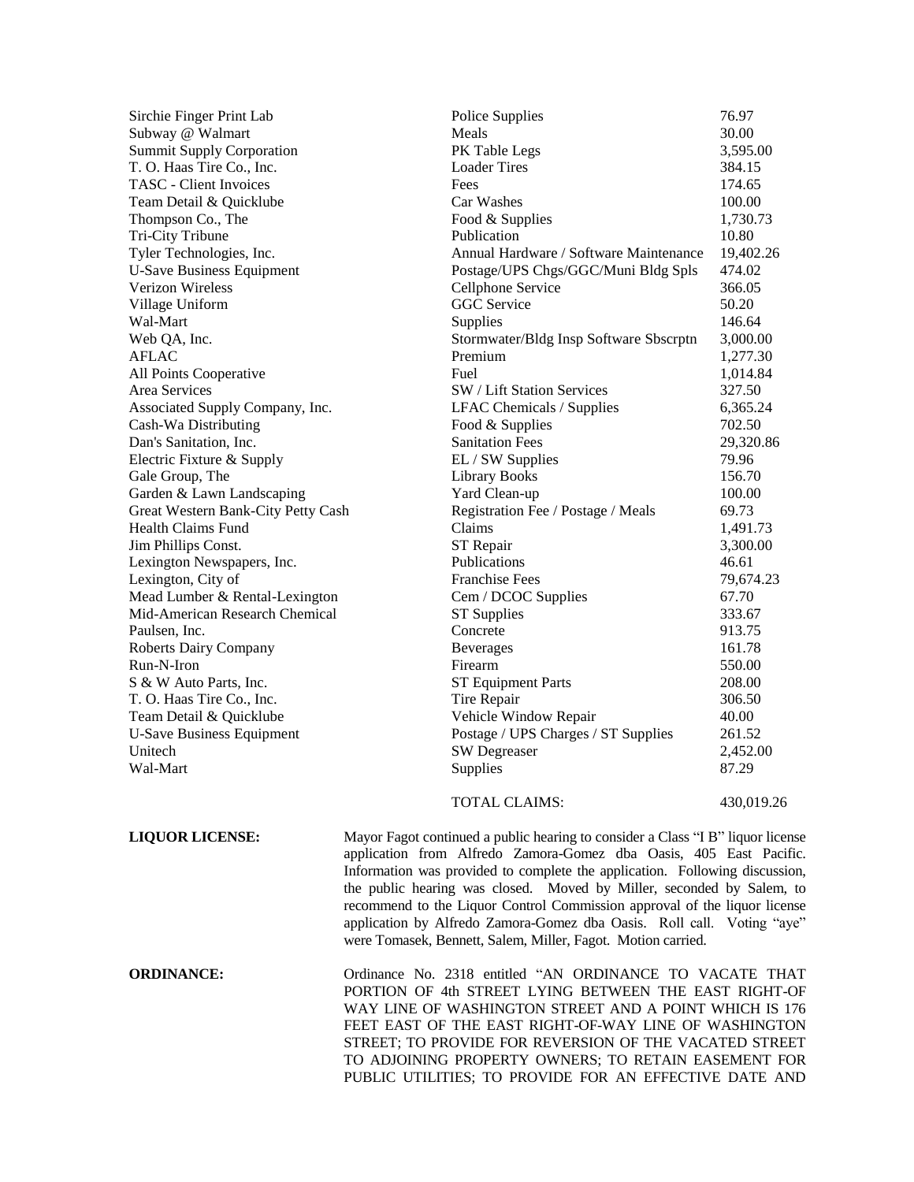| | | |
|---|---|---|
| Sirchie Finger Print Lab | Police Supplies | 76.97 |
| Subway @ Walmart | Meals | 30.00 |
| Summit Supply Corporation | PK Table Legs | 3,595.00 |
| T. O. Haas Tire Co., Inc. | Loader Tires | 384.15 |
| TASC - Client Invoices | Fees | 174.65 |
| Team Detail & Quicklube | Car Washes | 100.00 |
| Thompson Co., The | Food & Supplies | 1,730.73 |
| Tri-City Tribune | Publication | 10.80 |
| Tyler Technologies, Inc. | Annual Hardware / Software Maintenance | 19,402.26 |
| U-Save Business Equipment | Postage/UPS Chgs/GGC/Muni Bldg Spls | 474.02 |
| Verizon Wireless | Cellphone Service | 366.05 |
| Village Uniform | GGC Service | 50.20 |
| Wal-Mart | Supplies | 146.64 |
| Web QA, Inc. | Stormwater/Bldg Insp Software Sbscrptn | 3,000.00 |
| AFLAC | Premium | 1,277.30 |
| All Points Cooperative | Fuel | 1,014.84 |
| Area Services | SW / Lift Station Services | 327.50 |
| Associated Supply Company, Inc. | LFAC Chemicals / Supplies | 6,365.24 |
| Cash-Wa Distributing | Food & Supplies | 702.50 |
| Dan's Sanitation, Inc. | Sanitation Fees | 29,320.86 |
| Electric Fixture & Supply | EL / SW Supplies | 79.96 |
| Gale Group, The | Library Books | 156.70 |
| Garden & Lawn Landscaping | Yard Clean-up | 100.00 |
| Great Western Bank-City Petty Cash | Registration Fee / Postage / Meals | 69.73 |
| Health Claims Fund | Claims | 1,491.73 |
| Jim Phillips Const. | ST Repair | 3,300.00 |
| Lexington Newspapers, Inc. | Publications | 46.61 |
| Lexington, City of | Franchise Fees | 79,674.23 |
| Mead Lumber & Rental-Lexington | Cem / DCOC Supplies | 67.70 |
| Mid-American Research Chemical | ST Supplies | 333.67 |
| Paulsen, Inc. | Concrete | 913.75 |
| Roberts Dairy Company | Beverages | 161.78 |
| Run-N-Iron | Firearm | 550.00 |
| S & W Auto Parts, Inc. | ST Equipment Parts | 208.00 |
| T. O. Haas Tire Co., Inc. | Tire Repair | 306.50 |
| Team Detail & Quicklube | Vehicle Window Repair | 40.00 |
| U-Save Business Equipment | Postage / UPS Charges / ST Supplies | 261.52 |
| Unitech | SW Degreaser | 2,452.00 |
| Wal-Mart | Supplies | 87.29 |
| | TOTAL CLAIMS: | 430,019.26 |

**LIQUOR LICENSE:** Mayor Fagot continued a public hearing to consider a Class "I B" liquor license application from Alfredo Zamora-Gomez dba Oasis, 405 East Pacific. Information was provided to complete the application. Following discussion, the public hearing was closed. Moved by Miller, seconded by Salem, to recommend to the Liquor Control Commission approval of the liquor license application by Alfredo Zamora-Gomez dba Oasis. Roll call. Voting "aye" were Tomasek, Bennett, Salem, Miller, Fagot. Motion carried.

**ORDINANCE:** Ordinance No. 2318 entitled "AN ORDINANCE TO VACATE THAT PORTION OF 4th STREET LYING BETWEEN THE EAST RIGHT-OF WAY LINE OF WASHINGTON STREET AND A POINT WHICH IS 176 FEET EAST OF THE EAST RIGHT-OF-WAY LINE OF WASHINGTON STREET; TO PROVIDE FOR REVERSION OF THE VACATED STREET TO ADJOINING PROPERTY OWNERS; TO RETAIN EASEMENT FOR PUBLIC UTILITIES; TO PROVIDE FOR AN EFFECTIVE DATE AND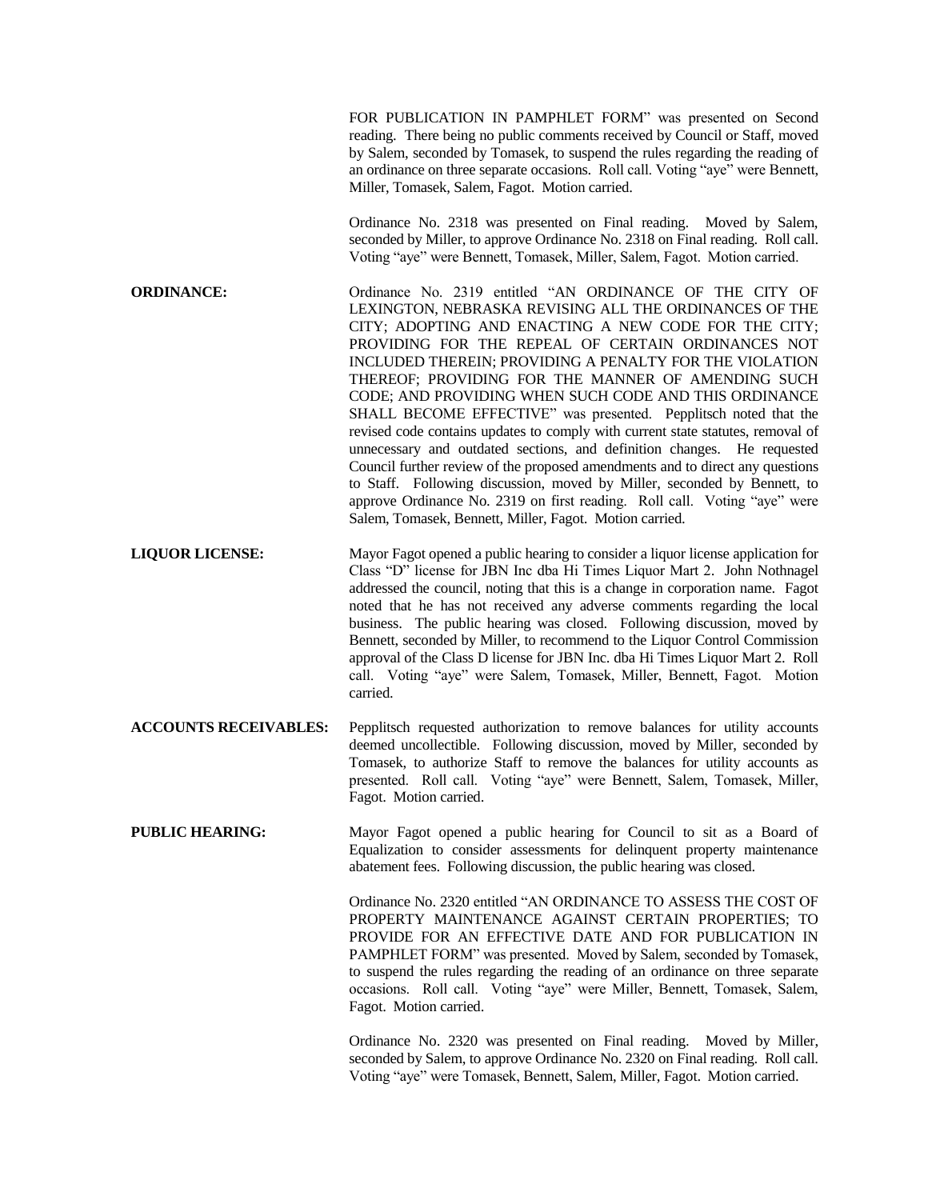FOR PUBLICATION IN PAMPHLET FORM" was presented on Second reading. There being no public comments received by Council or Staff, moved by Salem, seconded by Tomasek, to suspend the rules regarding the reading of an ordinance on three separate occasions. Roll call. Voting "aye" were Bennett, Miller, Tomasek, Salem, Fagot. Motion carried.

Ordinance No. 2318 was presented on Final reading. Moved by Salem, seconded by Miller, to approve Ordinance No. 2318 on Final reading. Roll call. Voting "aye" were Bennett, Tomasek, Miller, Salem, Fagot. Motion carried.

**ORDINANCE:** Ordinance No. 2319 entitled "AN ORDINANCE OF THE CITY OF LEXINGTON, NEBRASKA REVISING ALL THE ORDINANCES OF THE CITY; ADOPTING AND ENACTING A NEW CODE FOR THE CITY; PROVIDING FOR THE REPEAL OF CERTAIN ORDINANCES NOT INCLUDED THEREIN; PROVIDING A PENALTY FOR THE VIOLATION THEREOF; PROVIDING FOR THE MANNER OF AMENDING SUCH CODE; AND PROVIDING WHEN SUCH CODE AND THIS ORDINANCE SHALL BECOME EFFECTIVE" was presented. Pepplitsch noted that the revised code contains updates to comply with current state statutes, removal of unnecessary and outdated sections, and definition changes. He requested Council further review of the proposed amendments and to direct any questions to Staff. Following discussion, moved by Miller, seconded by Bennett, to approve Ordinance No. 2319 on first reading. Roll call. Voting "aye" were Salem, Tomasek, Bennett, Miller, Fagot. Motion carried.

**LIQUOR LICENSE:** Mayor Fagot opened a public hearing to consider a liquor license application for Class "D" license for JBN Inc dba Hi Times Liquor Mart 2. John Nothnagel addressed the council, noting that this is a change in corporation name. Fagot noted that he has not received any adverse comments regarding the local business. The public hearing was closed. Following discussion, moved by Bennett, seconded by Miller, to recommend to the Liquor Control Commission approval of the Class D license for JBN Inc. dba Hi Times Liquor Mart 2. Roll call. Voting "aye" were Salem, Tomasek, Miller, Bennett, Fagot. Motion carried.

**ACCOUNTS RECEIVABLES:** Pepplitsch requested authorization to remove balances for utility accounts deemed uncollectible. Following discussion, moved by Miller, seconded by Tomasek, to authorize Staff to remove the balances for utility accounts as presented. Roll call. Voting "aye" were Bennett, Salem, Tomasek, Miller, Fagot. Motion carried.

**PUBLIC HEARING:** Mayor Fagot opened a public hearing for Council to sit as a Board of Equalization to consider assessments for delinquent property maintenance abatement fees. Following discussion, the public hearing was closed.

Ordinance No. 2320 entitled "AN ORDINANCE TO ASSESS THE COST OF PROPERTY MAINTENANCE AGAINST CERTAIN PROPERTIES; TO PROVIDE FOR AN EFFECTIVE DATE AND FOR PUBLICATION IN PAMPHLET FORM" was presented. Moved by Salem, seconded by Tomasek, to suspend the rules regarding the reading of an ordinance on three separate occasions. Roll call. Voting "aye" were Miller, Bennett, Tomasek, Salem, Fagot. Motion carried.

Ordinance No. 2320 was presented on Final reading. Moved by Miller, seconded by Salem, to approve Ordinance No. 2320 on Final reading. Roll call. Voting "aye" were Tomasek, Bennett, Salem, Miller, Fagot. Motion carried.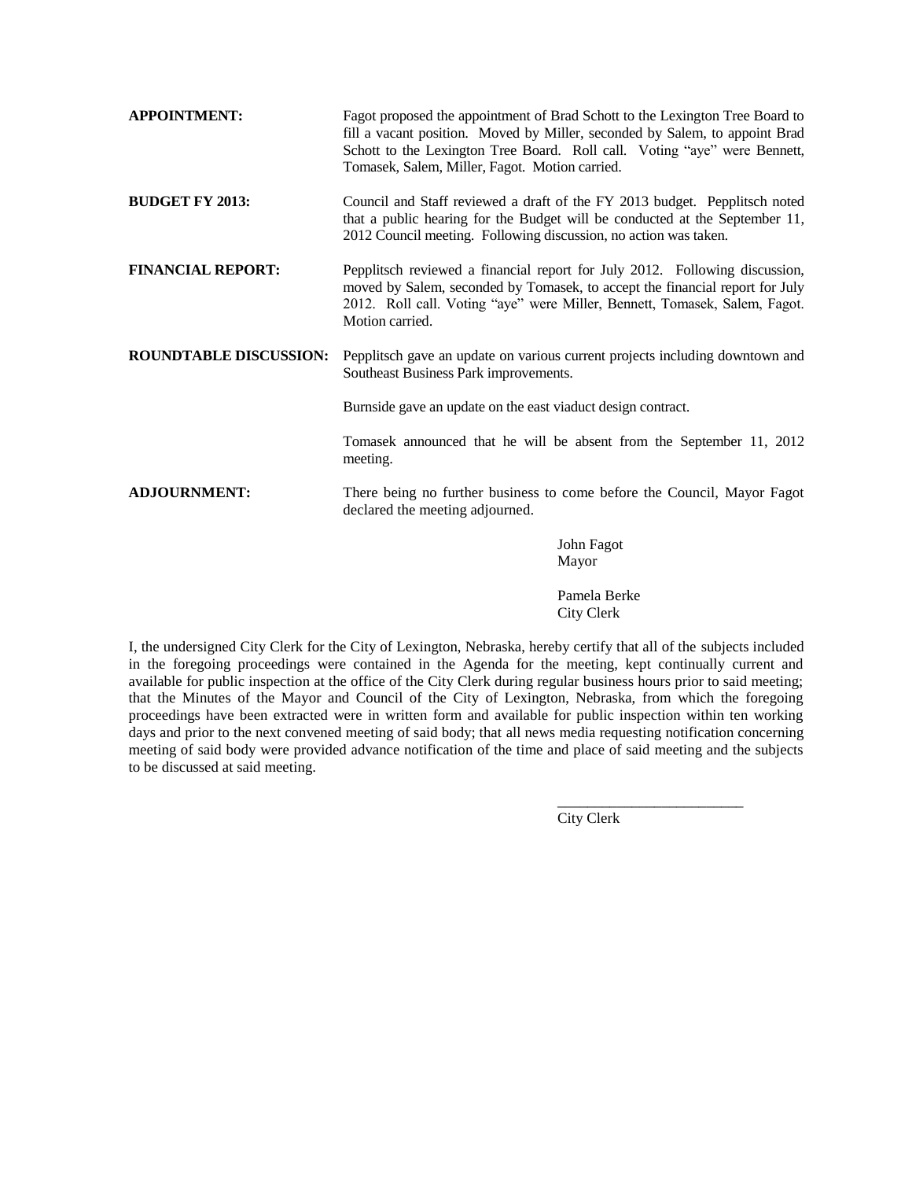**APPOINTMENT:** Fagot proposed the appointment of Brad Schott to the Lexington Tree Board to fill a vacant position. Moved by Miller, seconded by Salem, to appoint Brad Schott to the Lexington Tree Board. Roll call. Voting "aye" were Bennett, Tomasek, Salem, Miller, Fagot. Motion carried.

**BUDGET FY 2013:** Council and Staff reviewed a draft of the FY 2013 budget. Pepplitsch noted that a public hearing for the Budget will be conducted at the September 11, 2012 Council meeting. Following discussion, no action was taken.

**FINANCIAL REPORT:** Pepplitsch reviewed a financial report for July 2012. Following discussion, moved by Salem, seconded by Tomasek, to accept the financial report for July 2012. Roll call. Voting "aye" were Miller, Bennett, Tomasek, Salem, Fagot. Motion carried.

**ROUNDTABLE DISCUSSION:** Pepplitsch gave an update on various current projects including downtown and Southeast Business Park improvements.

Burnside gave an update on the east viaduct design contract.

Tomasek announced that he will be absent from the September 11, 2012 meeting.

**ADJOURNMENT:** There being no further business to come before the Council, Mayor Fagot declared the meeting adjourned.

John Fagot
Mayor

Pamela Berke
City Clerk

I, the undersigned City Clerk for the City of Lexington, Nebraska, hereby certify that all of the subjects included in the foregoing proceedings were contained in the Agenda for the meeting, kept continually current and available for public inspection at the office of the City Clerk during regular business hours prior to said meeting; that the Minutes of the Mayor and Council of the City of Lexington, Nebraska, from which the foregoing proceedings have been extracted were in written form and available for public inspection within ten working days and prior to the next convened meeting of said body; that all news media requesting notification concerning meeting of said body were provided advance notification of the time and place of said meeting and the subjects to be discussed at said meeting.

_________________________
City Clerk